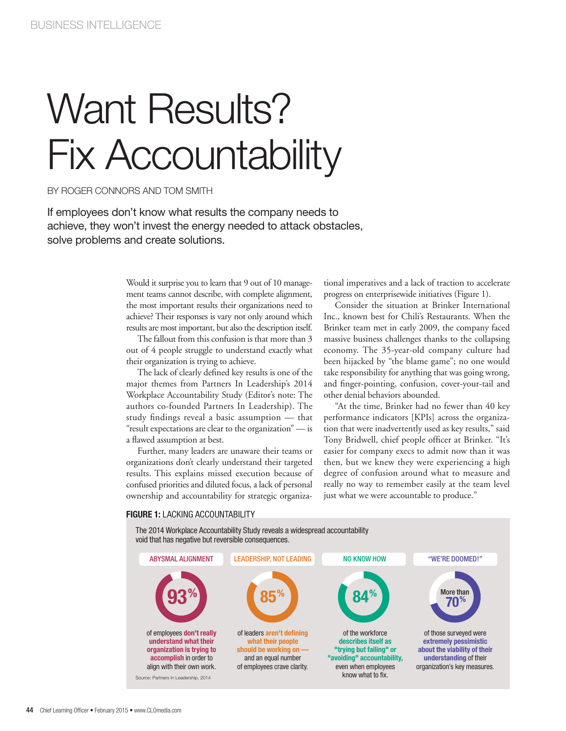# Want Results? Fix Accountability

BY ROGER CONNORS AND TOM SMITH

If employees don't know what results the company needs to achieve, they won't invest the energy needed to attack obstacles, solve problems and create solutions.

Would it surprise you to learn that 9 out of 10 management teams cannot describe, with complete alignment, the most important results their organizations need to achieve? Their responses is vary not only around which results are most important, but also the description itself.

The fallout from this confusion is that more than 3 out of 4 people struggle to understand exactly what their organization is trying to achieve.

The lack of clearly defined key results is one of the major themes from Partners In Leadership's 2014 Workplace Accountability Study (Editor's note: The authors co-founded Partners In Leadership). The study findings reveal a basic assumption — that "result expectations are clear to the organization" — is a flawed assumption at best.

Further, many leaders are unaware their teams or organizations don't clearly understand their targeted results. This explains missed execution because of confused priorities and diluted focus, a lack of personal ownership and accountability for strategic organizational imperatives and a lack of traction to accelerate progress on enterprisewide initiatives (Figure 1).

Consider the situation at Brinker International Inc., known best for Chili's Restaurants. When the Brinker team met in early 2009, the company faced massive business challenges thanks to the collapsing economy. The 35-year-old company culture had been hijacked by "the blame game"; no one would take responsibility for anything that was going wrong, and finger-pointing, confusion, cover-your-tail and other denial behaviors abounded.

"At the time, Brinker had no fewer than 40 key performance indicators [KPIs] across the organization that were inadvertently used as key results," said Tony Bridwell, chief people officer at Brinker. "It's easier for company execs to admit now than it was then, but we knew they were experiencing a high degree of confusion around what to measure and really no way to remember easily at the team level just what we were accountable to produce."

**FIGURE 1:** LACKING ACCOUNTABILITY

The 2014 Workplace Accountability Study reveals a widespread accountability void that has negative but reversible consequences.

| ABYSMAL ALIGNMENT | LEADERSHIP, NOT LEADING | NO KNOW HOW | "WE'RE DOOMED!" |
|---|---|---|---|
| 93% | 85% | 84% | More than 70% |
| of employees **don't really understand what their organization is trying to accomplish** in order to align with their own work. | of leaders **aren't defining what their people should be working on —** and an equal number of employees crave clarity. | of the workforce **describes itself as "trying but failing" or "avoiding" accountability,** even when employees know what to fix. | of those surveyed were **extremely pessimistic about the viability of their understanding** of their organization's key measures. |

Source: Partners In Leadership, 2014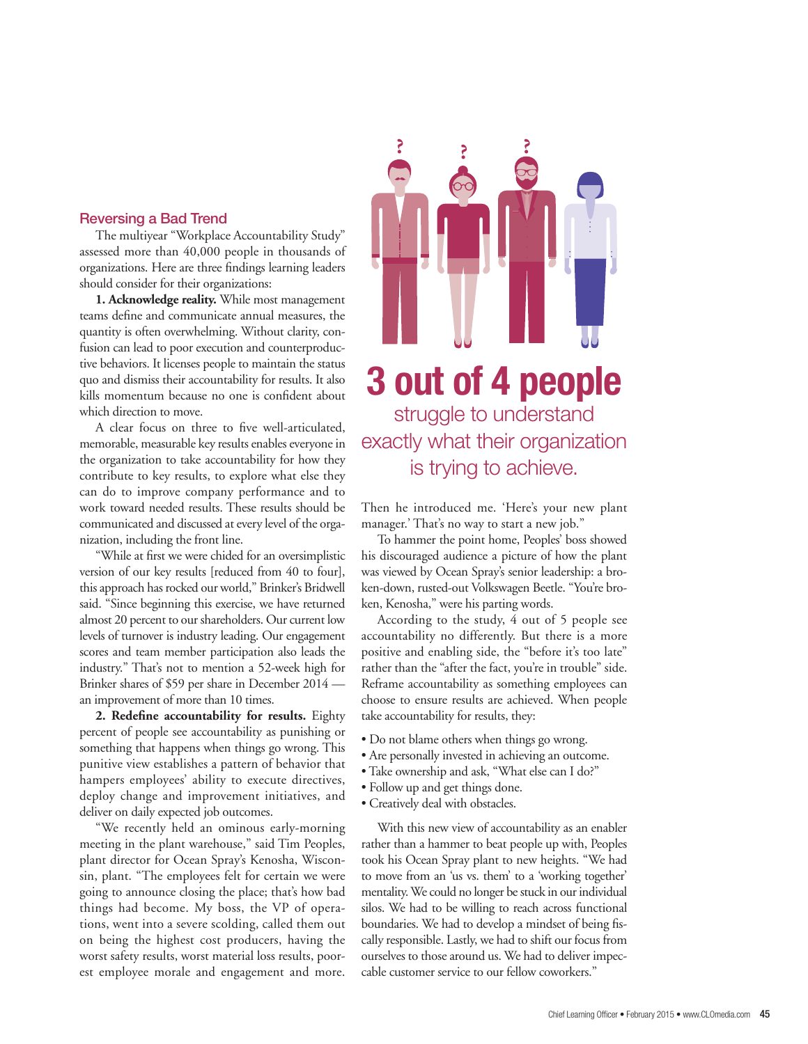## Reversing a Bad Trend

The multiyear "Workplace Accountability Study" assessed more than 40,000 people in thousands of organizations. Here are three findings learning leaders should consider for their organizations:

**1. Acknowledge reality.** While most management teams define and communicate annual measures, the quantity is often overwhelming. Without clarity, confusion can lead to poor execution and counterproductive behaviors. It licenses people to maintain the status quo and dismiss their accountability for results. It also kills momentum because no one is confident about which direction to move.

A clear focus on three to five well-articulated, memorable, measurable key results enables everyone in the organization to take accountability for how they contribute to key results, to explore what else they can do to improve company performance and to work toward needed results. These results should be communicated and discussed at every level of the organization, including the front line.

"While at first we were chided for an oversimplistic version of our key results [reduced from 40 to four], this approach has rocked our world," Brinker's Bridwell said. "Since beginning this exercise, we have returned almost 20 percent to our shareholders. Our current low levels of turnover is industry leading. Our engagement scores and team member participation also leads the industry." That's not to mention a 52-week high for Brinker shares of $59 per share in December 2014 — an improvement of more than 10 times.

**2. Redefine accountability for results.** Eighty percent of people see accountability as punishing or something that happens when things go wrong. This punitive view establishes a pattern of behavior that hampers employees' ability to execute directives, deploy change and improvement initiatives, and deliver on daily expected job outcomes.

"We recently held an ominous early-morning meeting in the plant warehouse," said Tim Peoples, plant director for Ocean Spray's Kenosha, Wisconsin, plant. "The employees felt for certain we were going to announce closing the place; that's how bad things had become. My boss, the VP of operations, went into a severe scolding, called them out on being the highest cost producers, having the worst safety results, worst material loss results, poorest employee morale and engagement and more.

**3 out of 4 people** struggle to understand exactly what their organization is trying to achieve.

Then he introduced me. 'Here's your new plant manager.' That's no way to start a new job."

To hammer the point home, Peoples' boss showed his discouraged audience a picture of how the plant was viewed by Ocean Spray's senior leadership: a broken-down, rusted-out Volkswagen Beetle. "You're broken, Kenosha," were his parting words.

According to the study, 4 out of 5 people see accountability no differently. But there is a more positive and enabling side, the "before it's too late" rather than the "after the fact, you're in trouble" side. Reframe accountability as something employees can choose to ensure results are achieved. When people take accountability for results, they:

- Do not blame others when things go wrong.
- Are personally invested in achieving an outcome.
- Take ownership and ask, "What else can I do?"
- Follow up and get things done.
- Creatively deal with obstacles.

With this new view of accountability as an enabler rather than a hammer to beat people up with, Peoples took his Ocean Spray plant to new heights. "We had to move from an 'us vs. them' to a 'working together' mentality. We could no longer be stuck in our individual silos. We had to be willing to reach across functional boundaries. We had to develop a mindset of being fiscally responsible. Lastly, we had to shift our focus from ourselves to those around us. We had to deliver impeccable customer service to our fellow coworkers."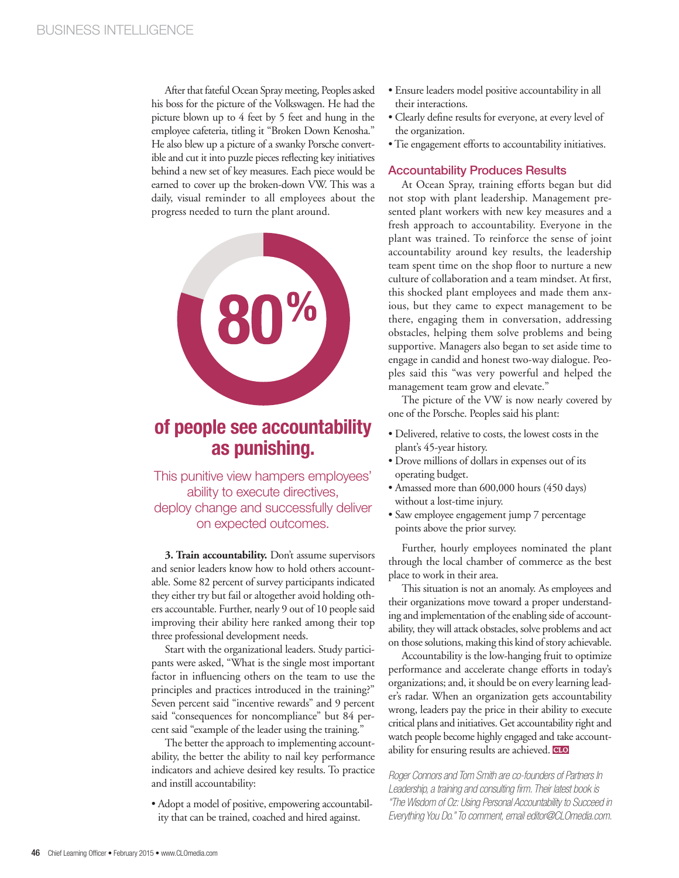After that fateful Ocean Spray meeting, Peoples asked his boss for the picture of the Volkswagen. He had the picture blown up to 4 feet by 5 feet and hung in the employee cafeteria, titling it "Broken Down Kenosha." He also blew up a picture of a swanky Porsche convertible and cut it into puzzle pieces reflecting key initiatives behind a new set of key measures. Each piece would be earned to cover up the broken-down VW. This was a daily, visual reminder to all employees about the progress needed to turn the plant around.

80%

**of people see accountability as punishing.**

This punitive view hampers employees' ability to execute directives, deploy change and successfully deliver on expected outcomes.

**3. Train accountability.** Don't assume supervisors and senior leaders know how to hold others accountable. Some 82 percent of survey participants indicated they either try but fail or altogether avoid holding others accountable. Further, nearly 9 out of 10 people said improving their ability here ranked among their top three professional development needs.

Start with the organizational leaders. Study participants were asked, "What is the single most important factor in influencing others on the team to use the principles and practices introduced in the training?" Seven percent said "incentive rewards" and 9 percent said "consequences for noncompliance" but 84 percent said "example of the leader using the training."

The better the approach to implementing accountability, the better the ability to nail key performance indicators and achieve desired key results. To practice and instill accountability:

- Adopt a model of positive, empowering accountability that can be trained, coached and hired against.
- Ensure leaders model positive accountability in all their interactions.
- Clearly define results for everyone, at every level of the organization.
- Tie engagement efforts to accountability initiatives.

## Accountability Produces Results

At Ocean Spray, training efforts began but did not stop with plant leadership. Management presented plant workers with new key measures and a fresh approach to accountability. Everyone in the plant was trained. To reinforce the sense of joint accountability around key results, the leadership team spent time on the shop floor to nurture a new culture of collaboration and a team mindset. At first, this shocked plant employees and made them anxious, but they came to expect management to be there, engaging them in conversation, addressing obstacles, helping them solve problems and being supportive. Managers also began to set aside time to engage in candid and honest two-way dialogue. Peoples said this "was very powerful and helped the management team grow and elevate."

The picture of the VW is now nearly covered by one of the Porsche. Peoples said his plant:

- Delivered, relative to costs, the lowest costs in the plant's 45-year history.
- Drove millions of dollars in expenses out of its operating budget.
- Amassed more than 600,000 hours (450 days) without a lost-time injury.
- Saw employee engagement jump 7 percentage points above the prior survey.

Further, hourly employees nominated the plant through the local chamber of commerce as the best place to work in their area.

This situation is not an anomaly. As employees and their organizations move toward a proper understanding and implementation of the enabling side of accountability, they will attack obstacles, solve problems and act on those solutions, making this kind of story achievable.

Accountability is the low-hanging fruit to optimize performance and accelerate change efforts in today's organizations; and, it should be on every learning leader's radar. When an organization gets accountability wrong, leaders pay the price in their ability to execute critical plans and initiatives. Get accountability right and watch people become highly engaged and take accountability for ensuring results are achieved. CLO

*Roger Connors and Tom Smith are co-founders of Partners In Leadership, a training and consulting firm. Their latest book is "The Wisdom of Oz: Using Personal Accountability to Succeed in Everything You Do." To comment, email editor@CLOmedia.com.*